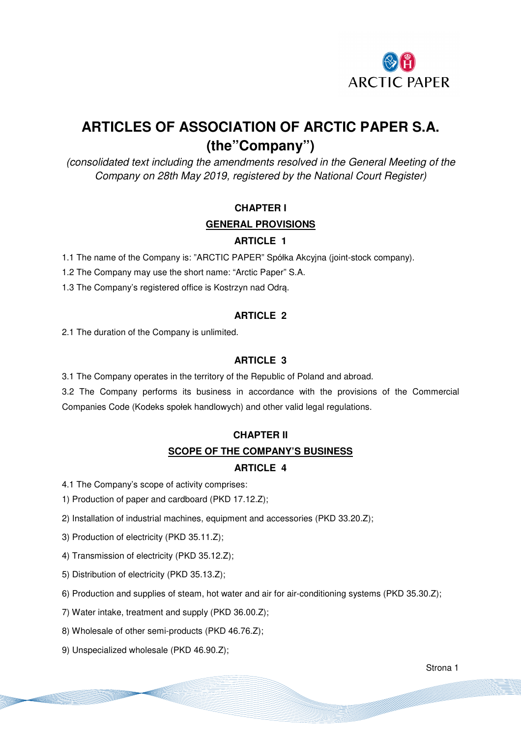# ARTICLES OF ASSOCIATION OF ARCTIC PAPER S.A. (the"Company")

*(consolidated text including the amendments resolved in the General Meeting of the Company on 28th May 2019, registered by the National Court Register)*

## CHAPTER I

## GENERAL PROVISIONS

### ARTICLE 1

1.1 The name of the Company is: "ARCTIC PAPER" Spółka Akcyjna (joint-stock company).

1.2 The Company may use the short name: "Arctic Paper" S.A.

1.3 The Company's registered office is Kostrzyn nad Odrą.

### ARTICLE 2

2.1 The duration of the Company is unlimited.

### ARTICLE 3

3.1 The Company operates in the territory of the Republic of Poland and abroad.

3.2 The Company performs its business in accordance with the provisions of the Commercial Companies Code (Kodeks społek handlowych) and other valid legal regulations.

## CHAPTER II

## SCOPE OF THE COMPANY'S BUSINESS

### ARTICLE 4

4.1 The Company's scope of activity comprises:

1) Production of paper and cardboard (PKD 17.12.Z);

2) Installation of industrial machines, equipment and accessories (PKD 33.20.Z);

3) Production of electricity (PKD 35.11.Z);

4) Transmission of electricity (PKD 35.12.Z);

5) Distribution of electricity (PKD 35.13.Z);

6) Production and supplies of steam, hot water and air for air-conditioning systems (PKD 35.30.Z);

7) Water intake, treatment and supply (PKD 36.00.Z);

8) Wholesale of other semi-products (PKD 46.76.Z);

9) Unspecialized wholesale (PKD 46.90.Z);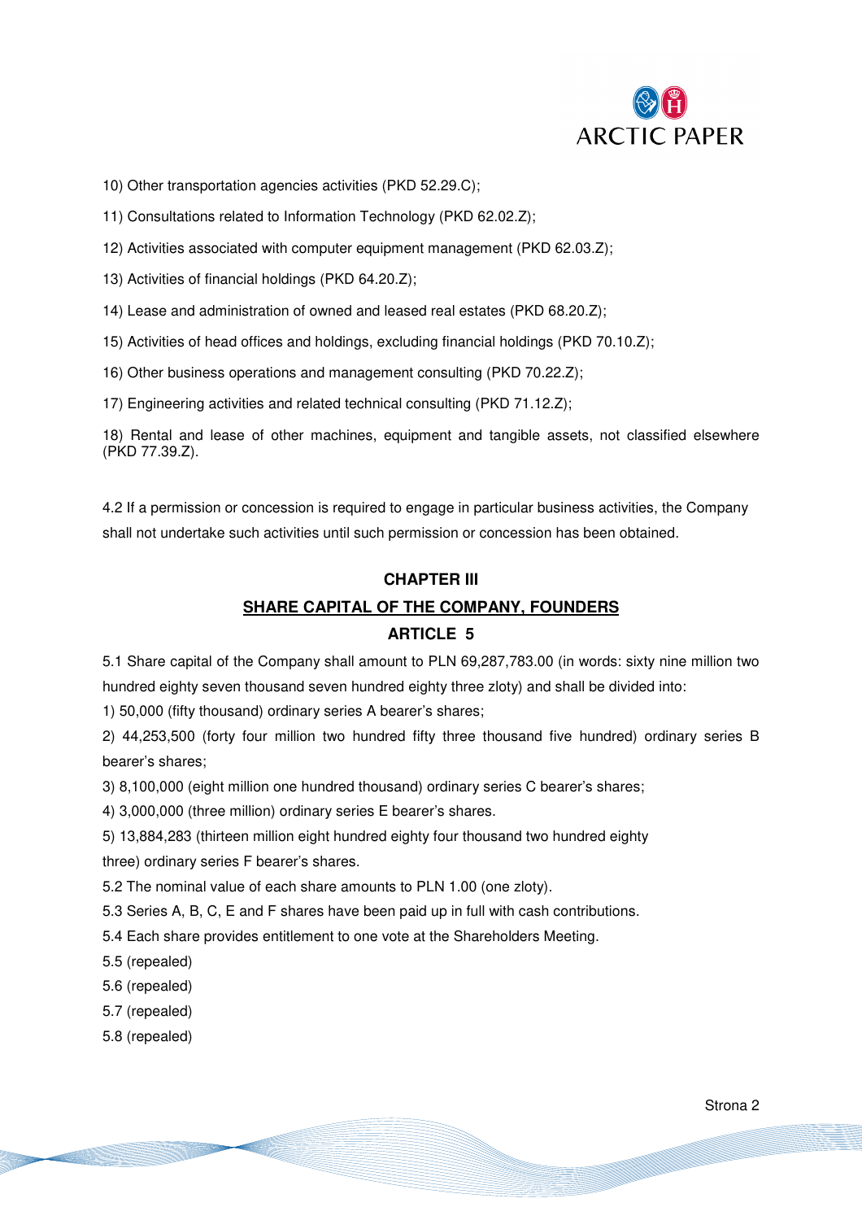10) Other transportation agencies activities (PKD 52.29.C);

11) Consultations related to Information Technology (PKD 62.02.Z);

12) Activities associated with computer equipment management (PKD 62.03.Z);

13) Activities of financial holdings (PKD 64.20.Z);

14) Lease and administration of owned and leased real estates (PKD 68.20.Z);

15) Activities of head offices and holdings, excluding financial holdings (PKD 70.10.Z);

16) Other business operations and management consulting (PKD 70.22.Z);

17) Engineering activities and related technical consulting (PKD 71.12.Z);

18) Rental and lease of other machines, equipment and tangible assets, not classified elsewhere (PKD 77.39.Z).

4.2 If a permission or concession is required to engage in particular business activities, the Company shall not undertake such activities until such permission or concession has been obtained.

## CHAPTER III

## SHARE CAPITAL OF THE COMPANY, FOUNDERS

## ARTICLE 5

5.1 Share capital of the Company shall amount to PLN 69,287,783.00 (in words: sixty nine million two hundred eighty seven thousand seven hundred eighty three zloty) and shall be divided into:

1) 50,000 (fifty thousand) ordinary series A bearer's shares;

2) 44,253,500 (forty four million two hundred fifty three thousand five hundred) ordinary series B bearer's shares;

3) 8,100,000 (eight million one hundred thousand) ordinary series C bearer's shares;

4) 3,000,000 (three million) ordinary series E bearer's shares.

5) 13,884,283 (thirteen million eight hundred eighty four thousand two hundred eighty three) ordinary series F bearer's shares.

5.2 The nominal value of each share amounts to PLN 1.00 (one zloty).

5.3 Series A, B, C, E and F shares have been paid up in full with cash contributions.

5.4 Each share provides entitlement to one vote at the Shareholders Meeting.

5.5 (repealed)

5.6 (repealed)

5.7 (repealed)

5.8 (repealed)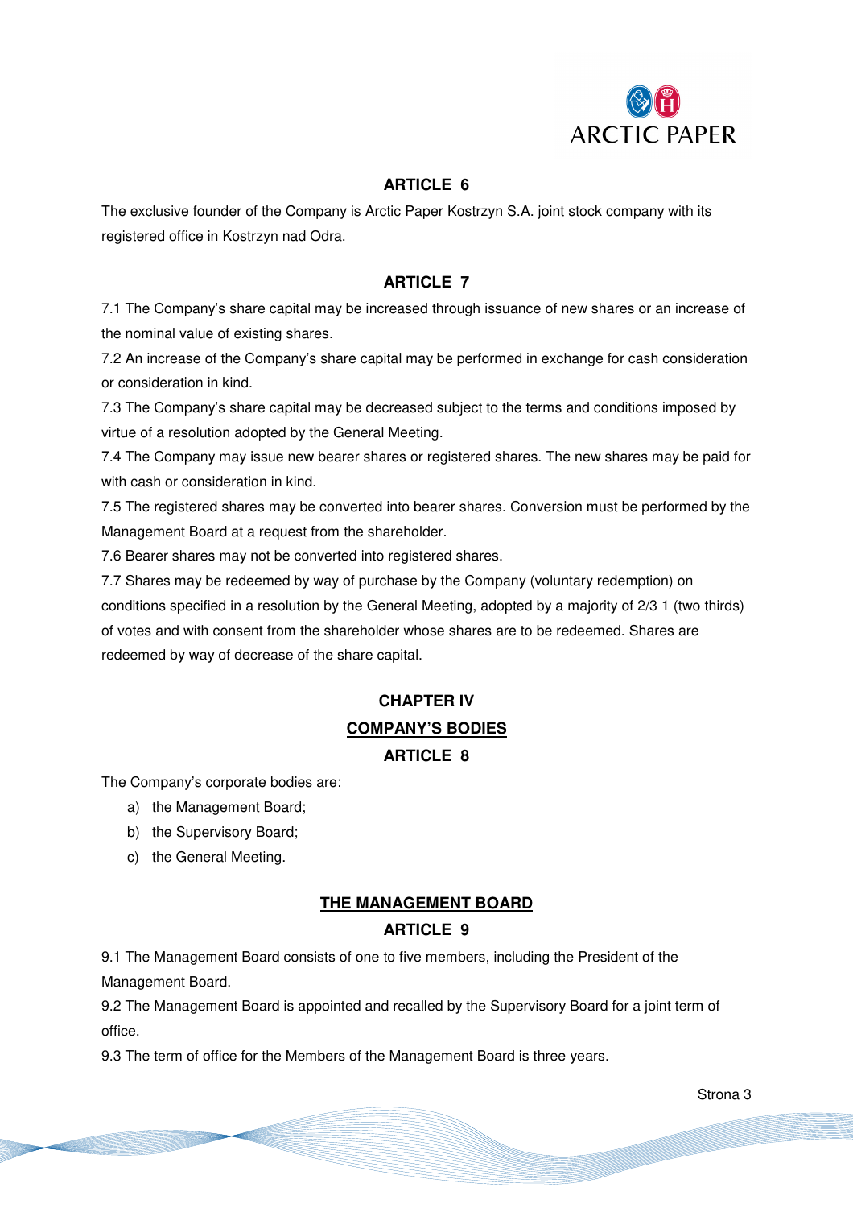## ARTICLE 6

The exclusive founder of the Company is Arctic Paper Kostrzyn S.A. joint stock company with its registered office in Kostrzyn nad Odra.

## ARTICLE 7

7.1 The Company's share capital may be increased through issuance of new shares or an increase of the nominal value of existing shares.

7.2 An increase of the Company's share capital may be performed in exchange for cash consideration or consideration in kind.

7.3 The Company's share capital may be decreased subject to the terms and conditions imposed by virtue of a resolution adopted by the General Meeting.

7.4 The Company may issue new bearer shares or registered shares. The new shares may be paid for with cash or consideration in kind.

7.5 The registered shares may be converted into bearer shares. Conversion must be performed by the Management Board at a request from the shareholder.

7.6 Bearer shares may not be converted into registered shares.

7.7 Shares may be redeemed by way of purchase by the Company (voluntary redemption) on conditions specified in a resolution by the General Meeting, adopted by a majority of 2/3 1 (two thirds) of votes and with consent from the shareholder whose shares are to be redeemed. Shares are redeemed by way of decrease of the share capital.

# CHAPTER IV

# COMPANY'S BODIES

## ARTICLE 8

The Company's corporate bodies are:

a) the Management Board;
b) the Supervisory Board;
c) the General Meeting.

## THE MANAGEMENT BOARD

## ARTICLE 9

9.1 The Management Board consists of one to five members, including the President of the Management Board.

9.2 The Management Board is appointed and recalled by the Supervisory Board for a joint term of office.

9.3 The term of office for the Members of the Management Board is three years.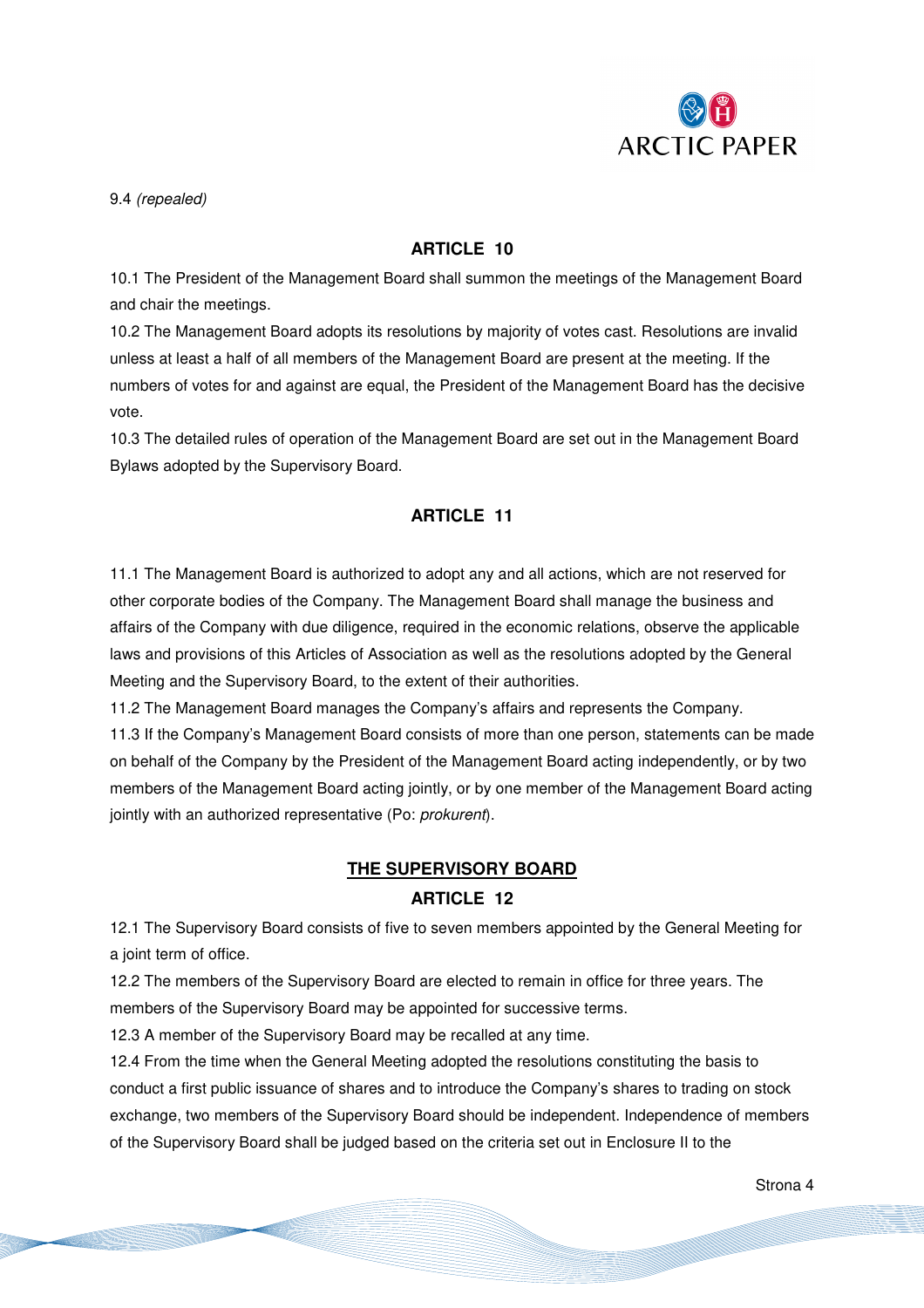9.4 *(repealed)*

## ARTICLE 10

10.1 The President of the Management Board shall summon the meetings of the Management Board and chair the meetings.

10.2 The Management Board adopts its resolutions by majority of votes cast. Resolutions are invalid unless at least a half of all members of the Management Board are present at the meeting. If the numbers of votes for and against are equal, the President of the Management Board has the decisive vote.

10.3 The detailed rules of operation of the Management Board are set out in the Management Board Bylaws adopted by the Supervisory Board.

## ARTICLE 11

11.1 The Management Board is authorized to adopt any and all actions, which are not reserved for other corporate bodies of the Company. The Management Board shall manage the business and affairs of the Company with due diligence, required in the economic relations, observe the applicable laws and provisions of this Articles of Association as well as the resolutions adopted by the General Meeting and the Supervisory Board, to the extent of their authorities.

11.2 The Management Board manages the Company's affairs and represents the Company.

11.3 If the Company's Management Board consists of more than one person, statements can be made on behalf of the Company by the President of the Management Board acting independently, or by two members of the Management Board acting jointly, or by one member of the Management Board acting jointly with an authorized representative (Po: *prokurent*).

## THE SUPERVISORY BOARD

## ARTICLE 12

12.1 The Supervisory Board consists of five to seven members appointed by the General Meeting for a joint term of office.

12.2 The members of the Supervisory Board are elected to remain in office for three years. The members of the Supervisory Board may be appointed for successive terms.

12.3 A member of the Supervisory Board may be recalled at any time.

12.4 From the time when the General Meeting adopted the resolutions constituting the basis to conduct a first public issuance of shares and to introduce the Company's shares to trading on stock exchange, two members of the Supervisory Board should be independent. Independence of members of the Supervisory Board shall be judged based on the criteria set out in Enclosure II to the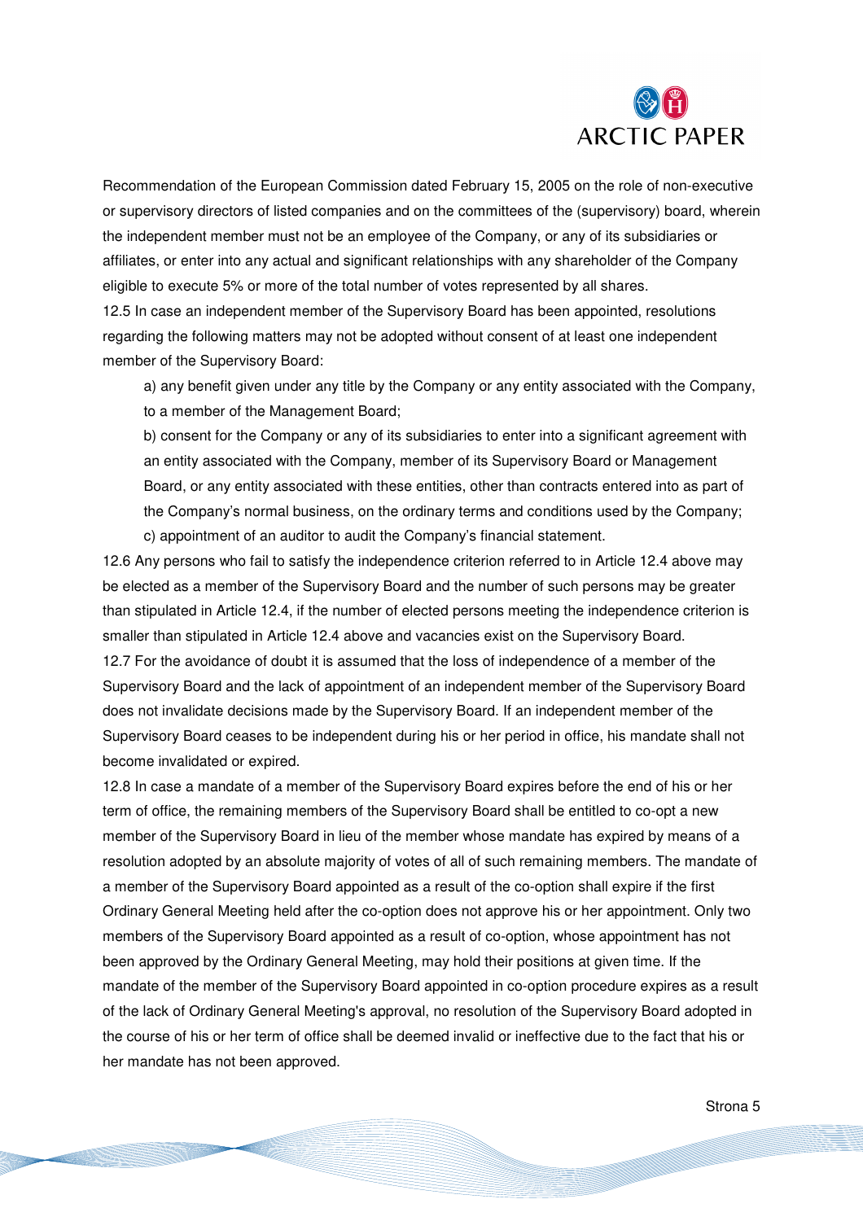Recommendation of the European Commission dated February 15, 2005 on the role of non-executive or supervisory directors of listed companies and on the committees of the (supervisory) board, wherein the independent member must not be an employee of the Company, or any of its subsidiaries or affiliates, or enter into any actual and significant relationships with any shareholder of the Company eligible to execute 5% or more of the total number of votes represented by all shares.

12.5 In case an independent member of the Supervisory Board has been appointed, resolutions regarding the following matters may not be adopted without consent of at least one independent member of the Supervisory Board:

a) any benefit given under any title by the Company or any entity associated with the Company, to a member of the Management Board;

b) consent for the Company or any of its subsidiaries to enter into a significant agreement with an entity associated with the Company, member of its Supervisory Board or Management Board, or any entity associated with these entities, other than contracts entered into as part of the Company's normal business, on the ordinary terms and conditions used by the Company;

c) appointment of an auditor to audit the Company's financial statement.

12.6 Any persons who fail to satisfy the independence criterion referred to in Article 12.4 above may be elected as a member of the Supervisory Board and the number of such persons may be greater than stipulated in Article 12.4, if the number of elected persons meeting the independence criterion is smaller than stipulated in Article 12.4 above and vacancies exist on the Supervisory Board.

12.7 For the avoidance of doubt it is assumed that the loss of independence of a member of the Supervisory Board and the lack of appointment of an independent member of the Supervisory Board does not invalidate decisions made by the Supervisory Board. If an independent member of the Supervisory Board ceases to be independent during his or her period in office, his mandate shall not become invalidated or expired.

12.8 In case a mandate of a member of the Supervisory Board expires before the end of his or her term of office, the remaining members of the Supervisory Board shall be entitled to co-opt a new member of the Supervisory Board in lieu of the member whose mandate has expired by means of a resolution adopted by an absolute majority of votes of all of such remaining members. The mandate of a member of the Supervisory Board appointed as a result of the co-option shall expire if the first Ordinary General Meeting held after the co-option does not approve his or her appointment. Only two members of the Supervisory Board appointed as a result of co-option, whose appointment has not been approved by the Ordinary General Meeting, may hold their positions at given time. If the mandate of the member of the Supervisory Board appointed in co-option procedure expires as a result of the lack of Ordinary General Meeting's approval, no resolution of the Supervisory Board adopted in the course of his or her term of office shall be deemed invalid or ineffective due to the fact that his or her mandate has not been approved.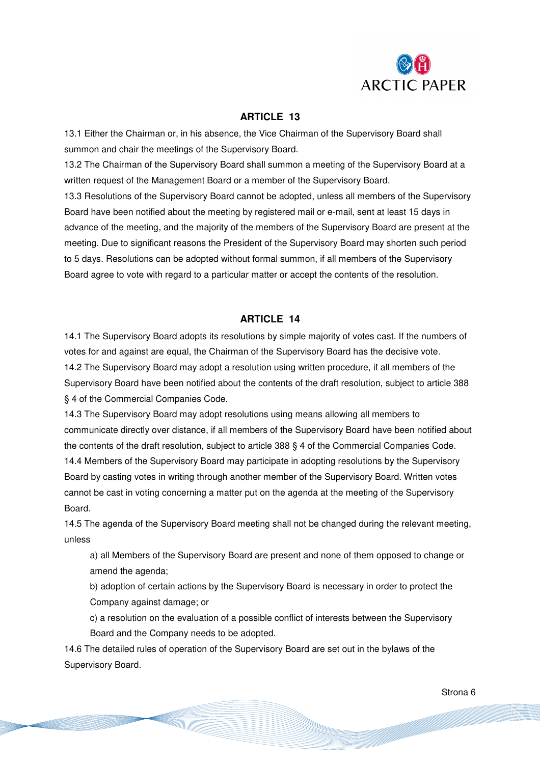## ARTICLE 13

13.1 Either the Chairman or, in his absence, the Vice Chairman of the Supervisory Board shall summon and chair the meetings of the Supervisory Board.

13.2 The Chairman of the Supervisory Board shall summon a meeting of the Supervisory Board at a written request of the Management Board or a member of the Supervisory Board.

13.3 Resolutions of the Supervisory Board cannot be adopted, unless all members of the Supervisory Board have been notified about the meeting by registered mail or e-mail, sent at least 15 days in advance of the meeting, and the majority of the members of the Supervisory Board are present at the meeting. Due to significant reasons the President of the Supervisory Board may shorten such period to 5 days. Resolutions can be adopted without formal summon, if all members of the Supervisory Board agree to vote with regard to a particular matter or accept the contents of the resolution.

## ARTICLE 14

14.1 The Supervisory Board adopts its resolutions by simple majority of votes cast. If the numbers of votes for and against are equal, the Chairman of the Supervisory Board has the decisive vote.

14.2 The Supervisory Board may adopt a resolution using written procedure, if all members of the Supervisory Board have been notified about the contents of the draft resolution, subject to article 388 § 4 of the Commercial Companies Code.

14.3 The Supervisory Board may adopt resolutions using means allowing all members to communicate directly over distance, if all members of the Supervisory Board have been notified about the contents of the draft resolution, subject to article 388 § 4 of the Commercial Companies Code.

14.4 Members of the Supervisory Board may participate in adopting resolutions by the Supervisory Board by casting votes in writing through another member of the Supervisory Board. Written votes cannot be cast in voting concerning a matter put on the agenda at the meeting of the Supervisory Board.

14.5 The agenda of the Supervisory Board meeting shall not be changed during the relevant meeting, unless

a) all Members of the Supervisory Board are present and none of them opposed to change or amend the agenda;

b) adoption of certain actions by the Supervisory Board is necessary in order to protect the Company against damage; or

c) a resolution on the evaluation of a possible conflict of interests between the Supervisory Board and the Company needs to be adopted.

14.6 The detailed rules of operation of the Supervisory Board are set out in the bylaws of the Supervisory Board.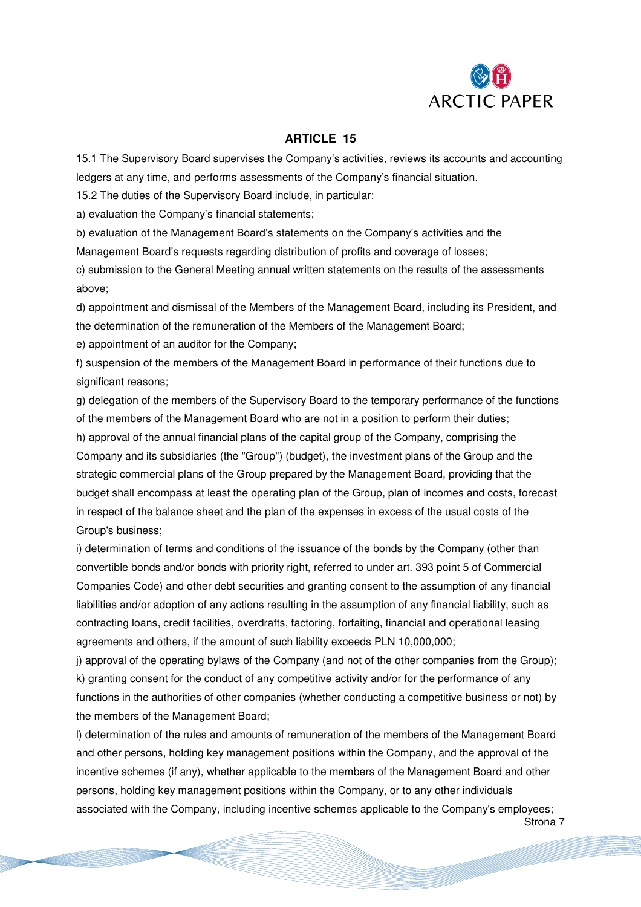## ARTICLE 15

15.1 The Supervisory Board supervises the Company's activities, reviews its accounts and accounting ledgers at any time, and performs assessments of the Company's financial situation.

15.2 The duties of the Supervisory Board include, in particular:

a) evaluation the Company's financial statements;

b) evaluation of the Management Board's statements on the Company's activities and the Management Board's requests regarding distribution of profits and coverage of losses;

c) submission to the General Meeting annual written statements on the results of the assessments above;

d) appointment and dismissal of the Members of the Management Board, including its President, and the determination of the remuneration of the Members of the Management Board;

e) appointment of an auditor for the Company;

f) suspension of the members of the Management Board in performance of their functions due to significant reasons;

g) delegation of the members of the Supervisory Board to the temporary performance of the functions of the members of the Management Board who are not in a position to perform their duties;

h) approval of the annual financial plans of the capital group of the Company, comprising the Company and its subsidiaries (the "Group") (budget), the investment plans of the Group and the strategic commercial plans of the Group prepared by the Management Board, providing that the budget shall encompass at least the operating plan of the Group, plan of incomes and costs, forecast in respect of the balance sheet and the plan of the expenses in excess of the usual costs of the Group's business;

i) determination of terms and conditions of the issuance of the bonds by the Company (other than convertible bonds and/or bonds with priority right, referred to under art. 393 point 5 of Commercial Companies Code) and other debt securities and granting consent to the assumption of any financial liabilities and/or adoption of any actions resulting in the assumption of any financial liability, such as contracting loans, credit facilities, overdrafts, factoring, forfaiting, financial and operational leasing agreements and others, if the amount of such liability exceeds PLN 10,000,000;

j) approval of the operating bylaws of the Company (and not of the other companies from the Group);

k) granting consent for the conduct of any competitive activity and/or for the performance of any functions in the authorities of other companies (whether conducting a competitive business or not) by the members of the Management Board;

l) determination of the rules and amounts of remuneration of the members of the Management Board and other persons, holding key management positions within the Company, and the approval of the incentive schemes (if any), whether applicable to the members of the Management Board and other persons, holding key management positions within the Company, or to any other individuals associated with the Company, including incentive schemes applicable to the Company's employees;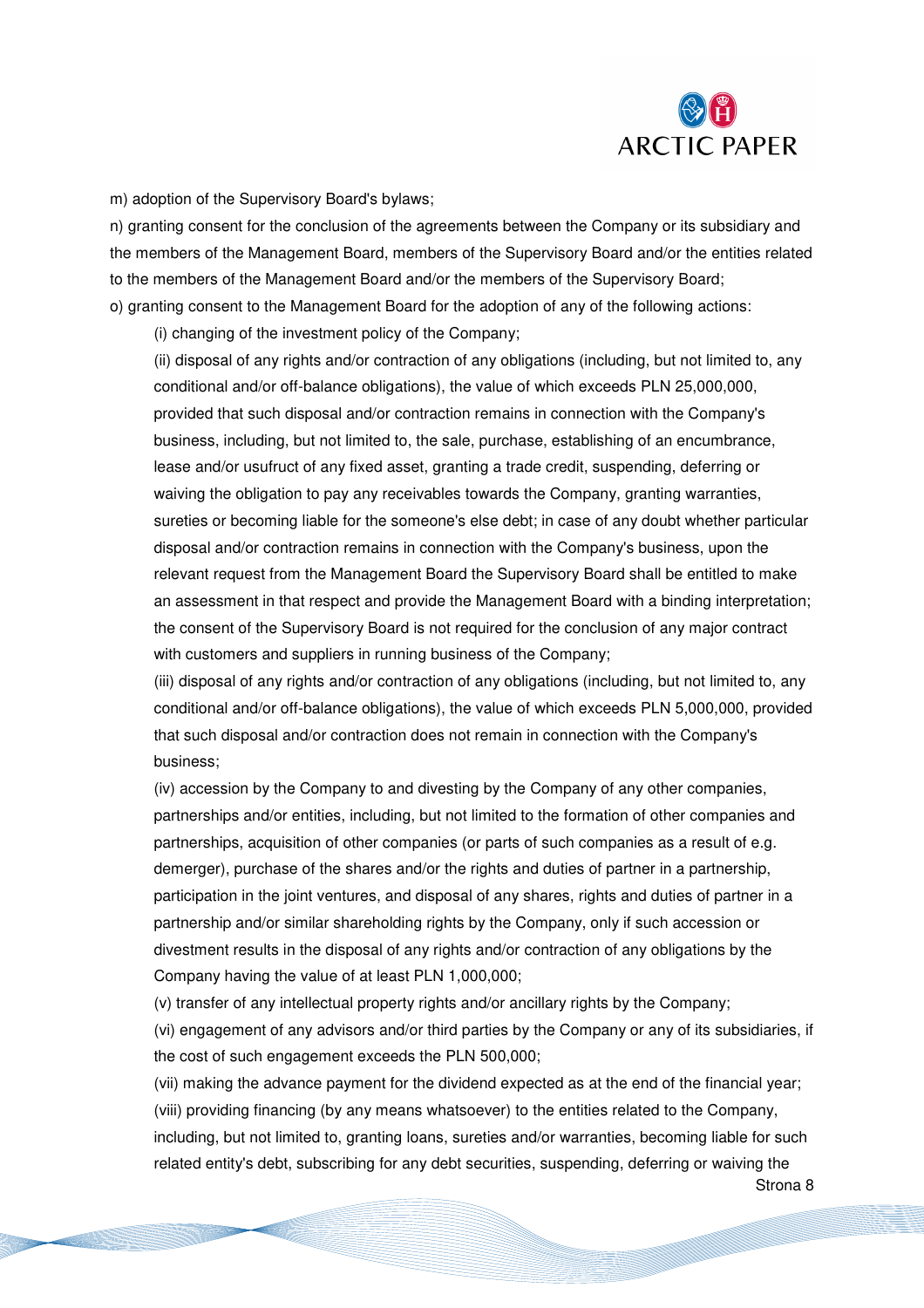m) adoption of the Supervisory Board's bylaws;

n) granting consent for the conclusion of the agreements between the Company or its subsidiary and the members of the Management Board, members of the Supervisory Board and/or the entities related to the members of the Management Board and/or the members of the Supervisory Board;

o) granting consent to the Management Board for the adoption of any of the following actions:

(i) changing of the investment policy of the Company;

(ii) disposal of any rights and/or contraction of any obligations (including, but not limited to, any conditional and/or off-balance obligations), the value of which exceeds PLN 25,000,000, provided that such disposal and/or contraction remains in connection with the Company's business, including, but not limited to, the sale, purchase, establishing of an encumbrance, lease and/or usufruct of any fixed asset, granting a trade credit, suspending, deferring or waiving the obligation to pay any receivables towards the Company, granting warranties, sureties or becoming liable for the someone's else debt; in case of any doubt whether particular disposal and/or contraction remains in connection with the Company's business, upon the relevant request from the Management Board the Supervisory Board shall be entitled to make an assessment in that respect and provide the Management Board with a binding interpretation; the consent of the Supervisory Board is not required for the conclusion of any major contract with customers and suppliers in running business of the Company;

(iii) disposal of any rights and/or contraction of any obligations (including, but not limited to, any conditional and/or off-balance obligations), the value of which exceeds PLN 5,000,000, provided that such disposal and/or contraction does not remain in connection with the Company's business;

(iv) accession by the Company to and divesting by the Company of any other companies, partnerships and/or entities, including, but not limited to the formation of other companies and partnerships, acquisition of other companies (or parts of such companies as a result of e.g. demerger), purchase of the shares and/or the rights and duties of partner in a partnership, participation in the joint ventures, and disposal of any shares, rights and duties of partner in a partnership and/or similar shareholding rights by the Company, only if such accession or divestment results in the disposal of any rights and/or contraction of any obligations by the Company having the value of at least PLN 1,000,000;

(v) transfer of any intellectual property rights and/or ancillary rights by the Company;

(vi) engagement of any advisors and/or third parties by the Company or any of its subsidiaries, if the cost of such engagement exceeds the PLN 500,000;

(vii) making the advance payment for the dividend expected as at the end of the financial year;

(viii) providing financing (by any means whatsoever) to the entities related to the Company, including, but not limited to, granting loans, sureties and/or warranties, becoming liable for such related entity's debt, subscribing for any debt securities, suspending, deferring or waiving the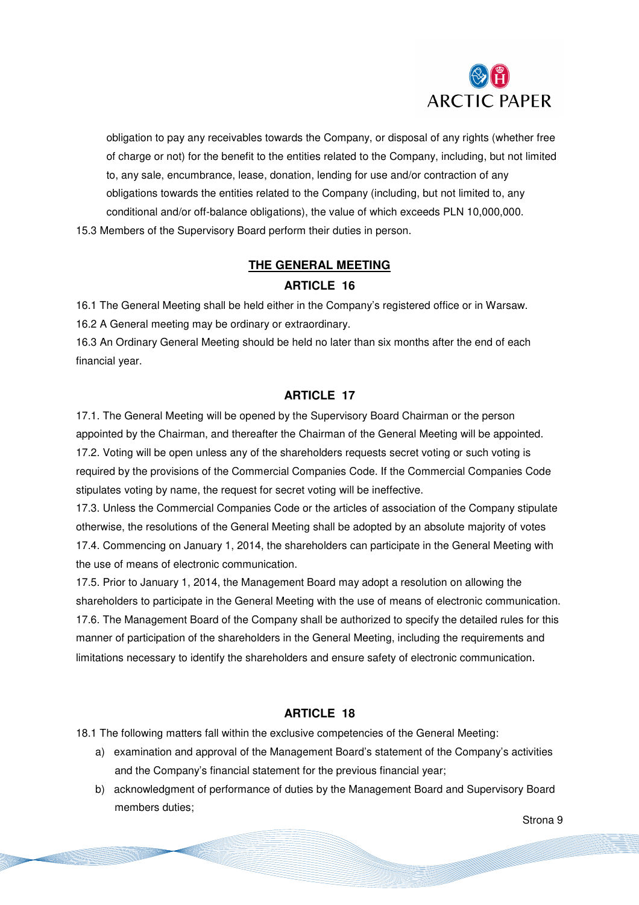obligation to pay any receivables towards the Company, or disposal of any rights (whether free of charge or not) for the benefit to the entities related to the Company, including, but not limited to, any sale, encumbrance, lease, donation, lending for use and/or contraction of any obligations towards the entities related to the Company (including, but not limited to, any conditional and/or off-balance obligations), the value of which exceeds PLN 10,000,000.

15.3 Members of the Supervisory Board perform their duties in person.

## THE GENERAL MEETING

### ARTICLE 16

16.1 The General Meeting shall be held either in the Company's registered office or in Warsaw.

16.2 A General meeting may be ordinary or extraordinary.

16.3 An Ordinary General Meeting should be held no later than six months after the end of each financial year.

### ARTICLE 17

17.1. The General Meeting will be opened by the Supervisory Board Chairman or the person appointed by the Chairman, and thereafter the Chairman of the General Meeting will be appointed.

17.2. Voting will be open unless any of the shareholders requests secret voting or such voting is required by the provisions of the Commercial Companies Code. If the Commercial Companies Code stipulates voting by name, the request for secret voting will be ineffective.

17.3. Unless the Commercial Companies Code or the articles of association of the Company stipulate otherwise, the resolutions of the General Meeting shall be adopted by an absolute majority of votes

17.4. Commencing on January 1, 2014, the shareholders can participate in the General Meeting with the use of means of electronic communication.

17.5. Prior to January 1, 2014, the Management Board may adopt a resolution on allowing the shareholders to participate in the General Meeting with the use of means of electronic communication.

17.6. The Management Board of the Company shall be authorized to specify the detailed rules for this manner of participation of the shareholders in the General Meeting, including the requirements and limitations necessary to identify the shareholders and ensure safety of electronic communication.

### ARTICLE 18

18.1 The following matters fall within the exclusive competencies of the General Meeting:

a) examination and approval of the Management Board's statement of the Company's activities and the Company's financial statement for the previous financial year;
b) acknowledgment of performance of duties by the Management Board and Supervisory Board members duties;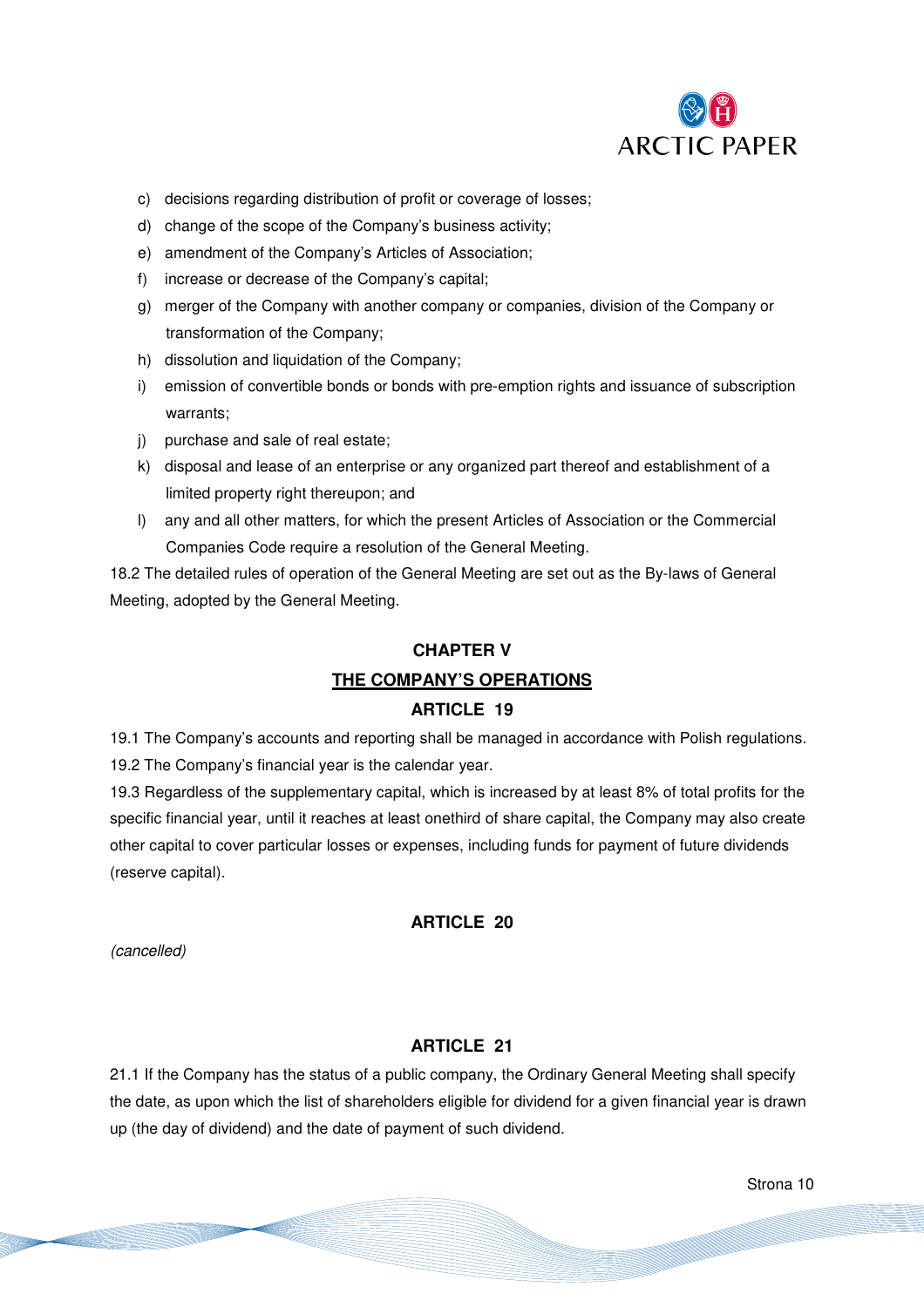c) decisions regarding distribution of profit or coverage of losses;
d) change of the scope of the Company's business activity;
e) amendment of the Company's Articles of Association;
f) increase or decrease of the Company's capital;
g) merger of the Company with another company or companies, division of the Company or transformation of the Company;
h) dissolution and liquidation of the Company;
i) emission of convertible bonds or bonds with pre-emption rights and issuance of subscription warrants;
j) purchase and sale of real estate;
k) disposal and lease of an enterprise or any organized part thereof and establishment of a limited property right thereupon; and
l) any and all other matters, for which the present Articles of Association or the Commercial Companies Code require a resolution of the General Meeting.

18.2 The detailed rules of operation of the General Meeting are set out as the By-laws of General Meeting, adopted by the General Meeting.

## CHAPTER V

## THE COMPANY'S OPERATIONS

### ARTICLE 19

19.1 The Company's accounts and reporting shall be managed in accordance with Polish regulations.

19.2 The Company's financial year is the calendar year.

19.3 Regardless of the supplementary capital, which is increased by at least 8% of total profits for the specific financial year, until it reaches at least onethird of share capital, the Company may also create other capital to cover particular losses or expenses, including funds for payment of future dividends (reserve capital).

### ARTICLE 20

*(cancelled)*

### ARTICLE 21

21.1 If the Company has the status of a public company, the Ordinary General Meeting shall specify the date, as upon which the list of shareholders eligible for dividend for a given financial year is drawn up (the day of dividend) and the date of payment of such dividend.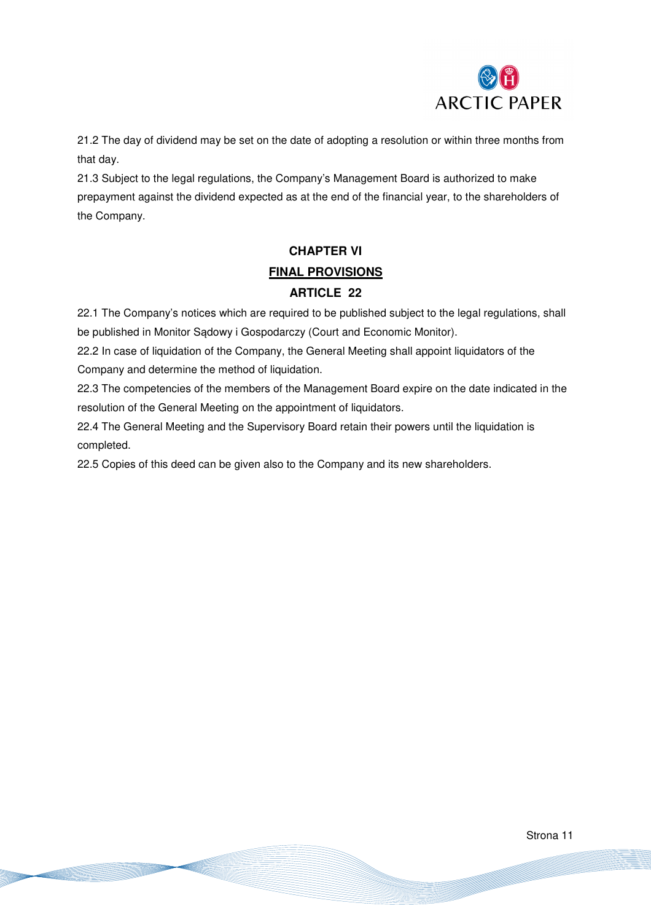21.2 The day of dividend may be set on the date of adopting a resolution or within three months from that day.

21.3 Subject to the legal regulations, the Company's Management Board is authorized to make prepayment against the dividend expected as at the end of the financial year, to the shareholders of the Company.

## CHAPTER VI

## FINAL PROVISIONS

### ARTICLE 22

22.1 The Company's notices which are required to be published subject to the legal regulations, shall be published in Monitor Sądowy i Gospodarczy (Court and Economic Monitor).

22.2 In case of liquidation of the Company, the General Meeting shall appoint liquidators of the Company and determine the method of liquidation.

22.3 The competencies of the members of the Management Board expire on the date indicated in the resolution of the General Meeting on the appointment of liquidators.

22.4 The General Meeting and the Supervisory Board retain their powers until the liquidation is completed.

22.5 Copies of this deed can be given also to the Company and its new shareholders.